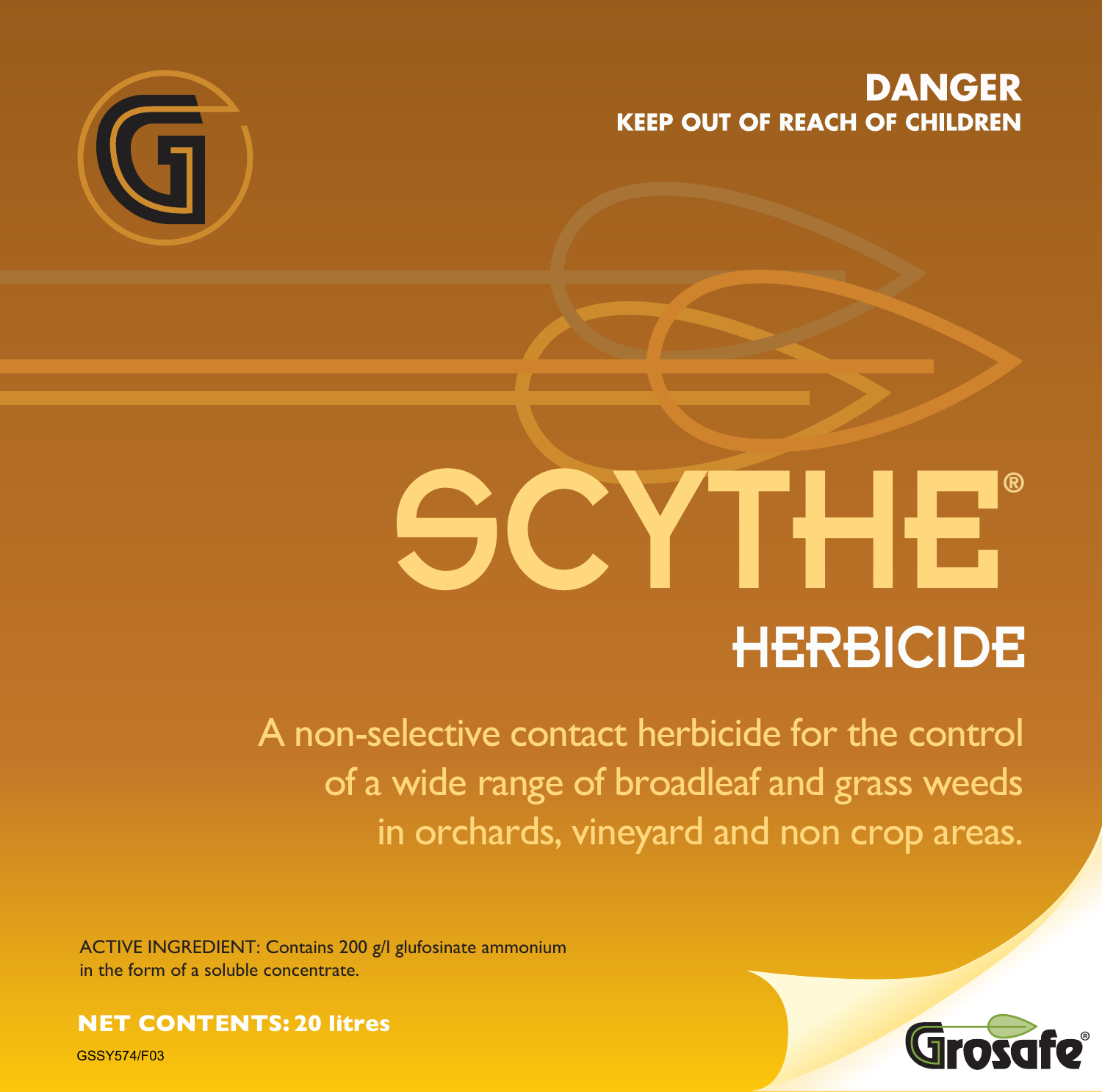**DANGER**
**KEEP OUT OF REACH OF CHILDREN**

# SCYTHE®

## HERBICIDE

A non-selective contact herbicide for the control of a wide range of broadleaf and grass weeds in orchards, vineyard and non crop areas.

ACTIVE INGREDIENT: Contains 200 g/l glufosinate ammonium in the form of a soluble concentrate.

**NET CONTENTS: 20 litres**

GSSY574/F03

Grosafe®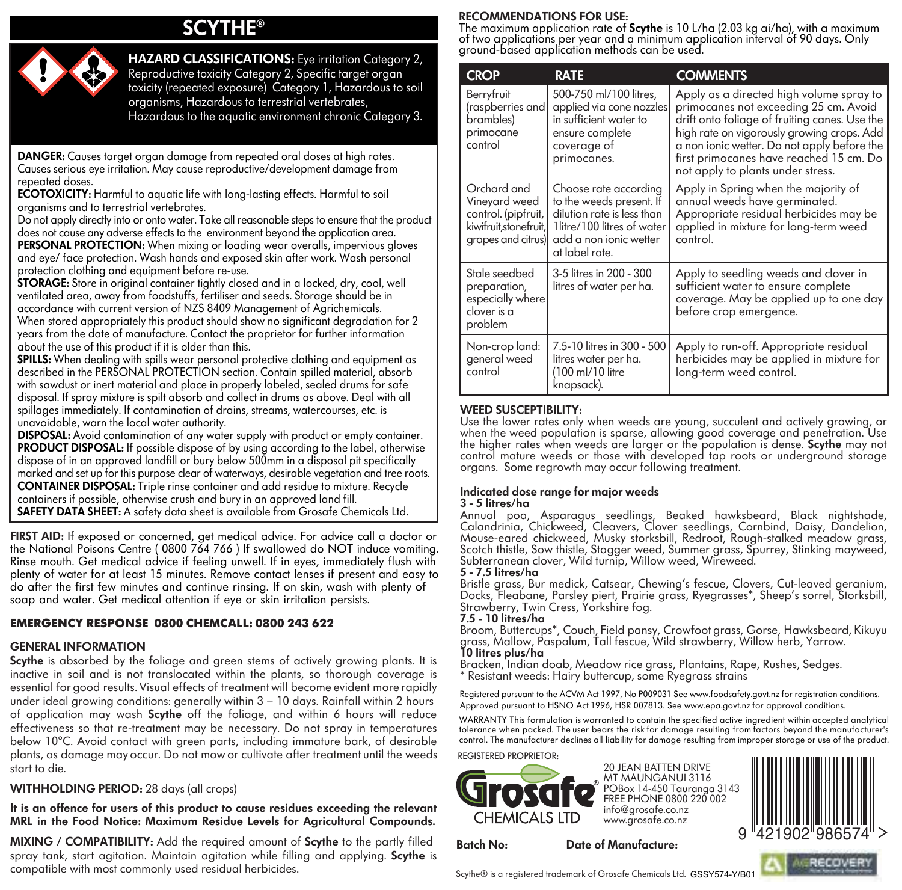# SCYTHE®

**HAZARD CLASSIFICATIONS:** Eye irritation Category 2, Reproductive toxicity Category 2, Specific target organ toxicity (repeated exposure) Category 1, Hazardous to soil organisms, Hazardous to terrestrial vertebrates, Hazardous to the aquatic environment chronic Category 3.

**DANGER:** Causes target organ damage from repeated oral doses at high rates. Causes serious eye irritation. May cause reproductive/development damage from repeated doses.

**ECOTOXICITY:** Harmful to aquatic life with long-lasting effects. Harmful to soil organisms and to terrestrial vertebrates.
Do not apply directly into or onto water. Take all reasonable steps to ensure that the product does not cause any adverse effects to the environment beyond the application area.

**PERSONAL PROTECTION:** When mixing or loading wear overalls, impervious gloves and eye/ face protection. Wash hands and exposed skin after work. Wash personal protection clothing and equipment before re-use.

**STORAGE:** Store in original container tightly closed and in a locked, dry, cool, well ventilated area, away from foodstuffs, fertiliser and seeds. Storage should be in accordance with current version of NZS 8409 Management of Agrichemicals.
When stored appropriately this product should show no significant degradation for 2 years from the date of manufacture. Contact the proprietor for further information about the use of this product if it is older than this.

**SPILLS:** When dealing with spills wear personal protective clothing and equipment as described in the PERSONAL PROTECTION section. Contain spilled material, absorb with sawdust or inert material and place in properly labeled, sealed drums for safe disposal. If spray mixture is spilt absorb and collect in drums as above. Deal with all spillages immediately. If contamination of drains, streams, watercourses, etc. is unavoidable, warn the local water authority.

**DISPOSAL:** Avoid contamination of any water supply with product or empty container.

**PRODUCT DISPOSAL:** If possible dispose of by using according to the label, otherwise dispose of in an approved landfill or bury below 500mm in a disposal pit specifically marked and set up for this purpose clear of waterways, desirable vegetation and tree roots.

**CONTAINER DISPOSAL:** Triple rinse container and add residue to mixture. Recycle containers if possible, otherwise crush and bury in an approved land fill.

**SAFETY DATA SHEET:** A safety data sheet is available from Grosafe Chemicals Ltd.

**FIRST AID:** If exposed or concerned, get medical advice. For advice call a doctor or the National Poisons Centre ( 0800 764 766 ) If swallowed do NOT induce vomiting. Rinse mouth. Get medical advice if feeling unwell. If in eyes, immediately flush with plenty of water for at least 15 minutes. Remove contact lenses if present and easy to do after the first few minutes and continue rinsing. If on skin, wash with plenty of soap and water. Get medical attention if eye or skin irritation persists.

**EMERGENCY RESPONSE 0800 CHEMCALL: 0800 243 622**

## GENERAL INFORMATION

**Scythe** is absorbed by the foliage and green stems of actively growing plants. It is inactive in soil and is not translocated within the plants, so thorough coverage is essential for good results. Visual effects of treatment will become evident more rapidly under ideal growing conditions: generally within 3 – 10 days. Rainfall within 2 hours of application may wash **Scythe** off the foliage, and within 6 hours will reduce effectiveness so that re-treatment may be necessary. Do not spray in temperatures below 10°C. Avoid contact with green parts, including immature bark, of desirable plants, as damage may occur. Do not mow or cultivate after treatment until the weeds start to die.

**WITHHOLDING PERIOD:** 28 days (all crops)

**It is an offence for users of this product to cause residues exceeding the relevant MRL in the Food Notice: Maximum Residue Levels for Agricultural Compounds.**

**MIXING / COMPATIBILITY:** Add the required amount of **Scythe** to the partly filled spray tank, start agitation. Maintain agitation while filling and applying. **Scythe** is compatible with most commonly used residual herbicides.

## RECOMMENDATIONS FOR USE:

The maximum application rate of **Scythe** is 10 L/ha (2.03 kg ai/ha), with a maximum of two applications per year and a minimum application interval of 90 days. Only ground-based application methods can be used.

| CROP | RATE | COMMENTS |
|---|---|---|
| Berryfruit (raspberries and brambles) primocane control | 500-750 ml/100 litres, applied via cone nozzles in sufficient water to ensure complete coverage of primocanes. | Apply as a directed high volume spray to primocanes not exceeding 25 cm. Avoid drift onto foliage of fruiting canes. Use the high rate on vigorously growing crops. Add a non ionic wetter. Do not apply before the first primocanes have reached 15 cm. Do not apply to plants under stress. |
| Orchard and Vineyard weed control. (pipfruit, kiwifruit, stonefruit, grapes and citrus) | Choose rate according to the weeds present. If dilution rate is less than 1litre/100 litres of water add a non ionic wetter at label rate. | Apply in Spring when the majority of annual weeds have germinated. Appropriate residual herbicides may be applied in mixture for long-term weed control. |
| Stale seedbed preparation, especially where clover is a problem | 3-5 litres in 200 - 300 litres of water per ha. | Apply to seedling weeds and clover in sufficient water to ensure complete coverage. May be applied up to one day before crop emergence. |
| Non-crop land: general weed control | 7.5-10 litres in 300 - 500 litres water per ha. (100 ml/10 litre knapsack). | Apply to run-off. Appropriate residual herbicides may be applied in mixture for long-term weed control. |

## WEED SUSCEPTIBILITY:

Use the lower rates only when weeds are young, succulent and actively growing, or when the weed population is sparse, allowing good coverage and penetration. Use the higher rates when weeds are larger or the population is dense. **Scythe** may not control mature weeds or those with developed tap roots or underground storage organs. Some regrowth may occur following treatment.

### Indicated dose range for major weeds

**3 - 5 litres/ha**
Annual poa, Asparagus seedlings, Beaked hawksbeard, Black nightshade, Calandrinia, Chickweed, Cleavers, Clover seedlings, Cornbind, Daisy, Dandelion, Mouse-eared chickweed, Musky storksbill, Redroot, Rough-stalked meadow grass, Scotch thistle, Sow thistle, Stagger weed, Summer grass, Spurrey, Stinking mayweed, Subterranean clover, Wild turnip, Willow weed, Wireweed.

**5 - 7.5 litres/ha**
Bristle grass, Bur medick, Catsear, Chewing's fescue, Clovers, Cut-leaved geranium, Docks, Fleabane, Parsley piert, Prairie grass, Ryegrasses*, Sheep's sorrel, Storksbill, Strawberry, Twin Cress, Yorkshire fog.

**7.5 - 10 litres/ha**
Broom, Buttercups*, Couch, Field pansy, Crowfoot grass, Gorse, Hawksbeard, Kikuyu grass, Mallow, Paspalum, Tall fescue, Wild strawberry, Willow herb, Yarrow.

**10 litres plus/ha**
Bracken, Indian doab, Meadow rice grass, Plantains, Rape, Rushes, Sedges.

* Resistant weeds: Hairy buttercup, some Ryegrass strains

Registered pursuant to the ACVM Act 1997, No P009031 See www.foodsafety.govt.nz for registration conditions.
Approved pursuant to HSNO Act 1996, HSR 007813. See www.epa.govt.nz for approval conditions.

WARRANTY This formulation is warranted to contain the specified active ingredient within accepted analytical tolerance when packed. The user bears the risk for damage resulting from factors beyond the manufacturer's control. The manufacturer declines all liability for damage resulting from improper storage or use of the product.

REGISTERED PROPRIETOR:

Grosafe® CHEMICALS LTD
20 JEAN BATTEN DRIVE
MT MAUNGANUI 3116
POBox 14-450 Tauranga 3143
FREE PHONE 0800 220 002
info@grosafe.co.nz
www.grosafe.co.nz

9 421902 986574 >

**Batch No:** **Date of Manufacture:**

Scythe® is a registered trademark of Grosafe Chemicals Ltd. GSSY574-Y/B01